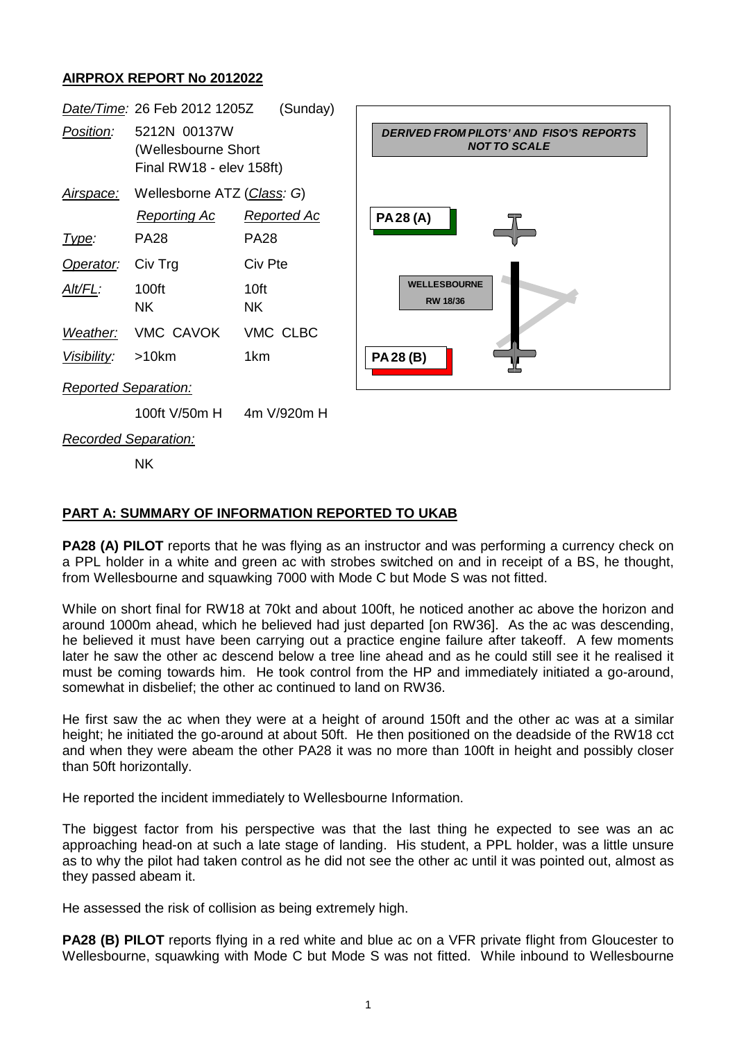# AIRPROX REPORT No 2012022

| | | | |
|---|---|---|---|
| *Date/Time:* | 26 Feb 2012 1205Z | (Sunday) | |
| *Position:* | 5212N 00137W (Wellesbourne Short Final RW18 - elev 158ft) | | |
| *Airspace:* | Wellesborne ATZ (*Class: G*) | | |
| | *Reporting Ac* | *Reported Ac* | |
| *Type:* | PA28 | PA28 | |
| *Operator:* | Civ Trg | Civ Pte | |
| *Alt/FL:* | 100ft NK | 10ft NK | |
| *Weather:* | VMC CAVOK | VMC CLBC | |
| *Visibility:* | >10km | 1km | |
| *Reported Separation:* | | | |
| | 100ft V/50m H | 4m V/920m H | |
| *Recorded Separation:* | | | |
| | NK | | |

*DERIVED FROM PILOTS' AND FISO'S REPORTS NOT TO SCALE*

PA28 (A)

WELLESBOURNE RW 18/36

PA28 (B)

## PART A: SUMMARY OF INFORMATION REPORTED TO UKAB

**PA28 (A) PILOT** reports that he was flying as an instructor and was performing a currency check on a PPL holder in a white and green ac with strobes switched on and in receipt of a BS, he thought, from Wellesbourne and squawking 7000 with Mode C but Mode S was not fitted.

While on short final for RW18 at 70kt and about 100ft, he noticed another ac above the horizon and around 1000m ahead, which he believed had just departed [on RW36]. As the ac was descending, he believed it must have been carrying out a practice engine failure after takeoff. A few moments later he saw the other ac descend below a tree line ahead and as he could still see it he realised it must be coming towards him. He took control from the HP and immediately initiated a go-around, somewhat in disbelief; the other ac continued to land on RW36.

He first saw the ac when they were at a height of around 150ft and the other ac was at a similar height; he initiated the go-around at about 50ft. He then positioned on the deadside of the RW18 cct and when they were abeam the other PA28 it was no more than 100ft in height and possibly closer than 50ft horizontally.

He reported the incident immediately to Wellesbourne Information.

The biggest factor from his perspective was that the last thing he expected to see was an ac approaching head-on at such a late stage of landing. His student, a PPL holder, was a little unsure as to why the pilot had taken control as he did not see the other ac until it was pointed out, almost as they passed abeam it.

He assessed the risk of collision as being extremely high.

**PA28 (B) PILOT** reports flying in a red white and blue ac on a VFR private flight from Gloucester to Wellesbourne, squawking with Mode C but Mode S was not fitted. While inbound to Wellesbourne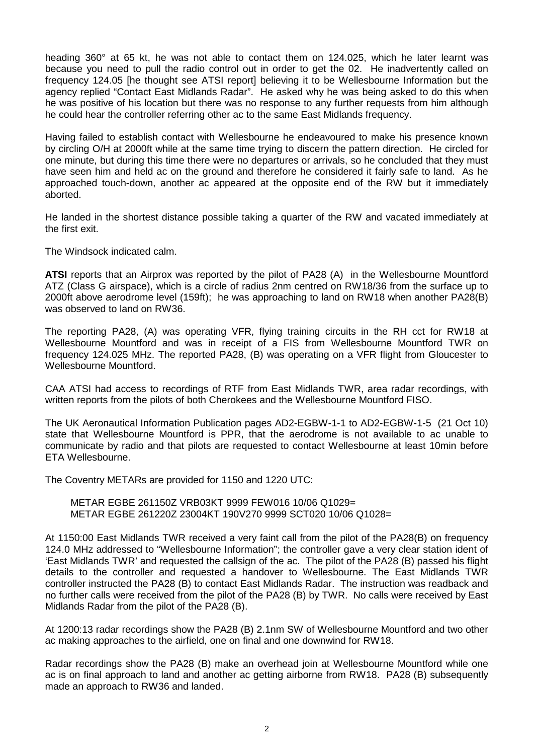heading 360° at 65 kt, he was not able to contact them on 124.025, which he later learnt was because you need to pull the radio control out in order to get the 02. He inadvertently called on frequency 124.05 [he thought see ATSI report] believing it to be Wellesbourne Information but the agency replied "Contact East Midlands Radar". He asked why he was being asked to do this when he was positive of his location but there was no response to any further requests from him although he could hear the controller referring other ac to the same East Midlands frequency.

Having failed to establish contact with Wellesbourne he endeavoured to make his presence known by circling O/H at 2000ft while at the same time trying to discern the pattern direction. He circled for one minute, but during this time there were no departures or arrivals, so he concluded that they must have seen him and held ac on the ground and therefore he considered it fairly safe to land. As he approached touch-down, another ac appeared at the opposite end of the RW but it immediately aborted.

He landed in the shortest distance possible taking a quarter of the RW and vacated immediately at the first exit.

The Windsock indicated calm.

**ATSI** reports that an Airprox was reported by the pilot of PA28 (A) in the Wellesbourne Mountford ATZ (Class G airspace), which is a circle of radius 2nm centred on RW18/36 from the surface up to 2000ft above aerodrome level (159ft); he was approaching to land on RW18 when another PA28(B) was observed to land on RW36.

The reporting PA28, (A) was operating VFR, flying training circuits in the RH cct for RW18 at Wellesbourne Mountford and was in receipt of a FIS from Wellesbourne Mountford TWR on frequency 124.025 MHz. The reported PA28, (B) was operating on a VFR flight from Gloucester to Wellesbourne Mountford.

CAA ATSI had access to recordings of RTF from East Midlands TWR, area radar recordings, with written reports from the pilots of both Cherokees and the Wellesbourne Mountford FISO.

The UK Aeronautical Information Publication pages AD2-EGBW-1-1 to AD2-EGBW-1-5 (21 Oct 10) state that Wellesbourne Mountford is PPR, that the aerodrome is not available to ac unable to communicate by radio and that pilots are requested to contact Wellesbourne at least 10min before ETA Wellesbourne.

The Coventry METARs are provided for 1150 and 1220 UTC:

METAR EGBE 261150Z VRB03KT 9999 FEW016 10/06 Q1029=
METAR EGBE 261220Z 23004KT 190V270 9999 SCT020 10/06 Q1028=

At 1150:00 East Midlands TWR received a very faint call from the pilot of the PA28(B) on frequency 124.0 MHz addressed to "Wellesbourne Information"; the controller gave a very clear station ident of 'East Midlands TWR' and requested the callsign of the ac. The pilot of the PA28 (B) passed his flight details to the controller and requested a handover to Wellesbourne. The East Midlands TWR controller instructed the PA28 (B) to contact East Midlands Radar. The instruction was readback and no further calls were received from the pilot of the PA28 (B) by TWR. No calls were received by East Midlands Radar from the pilot of the PA28 (B).

At 1200:13 radar recordings show the PA28 (B) 2.1nm SW of Wellesbourne Mountford and two other ac making approaches to the airfield, one on final and one downwind for RW18.

Radar recordings show the PA28 (B) make an overhead join at Wellesbourne Mountford while one ac is on final approach to land and another ac getting airborne from RW18. PA28 (B) subsequently made an approach to RW36 and landed.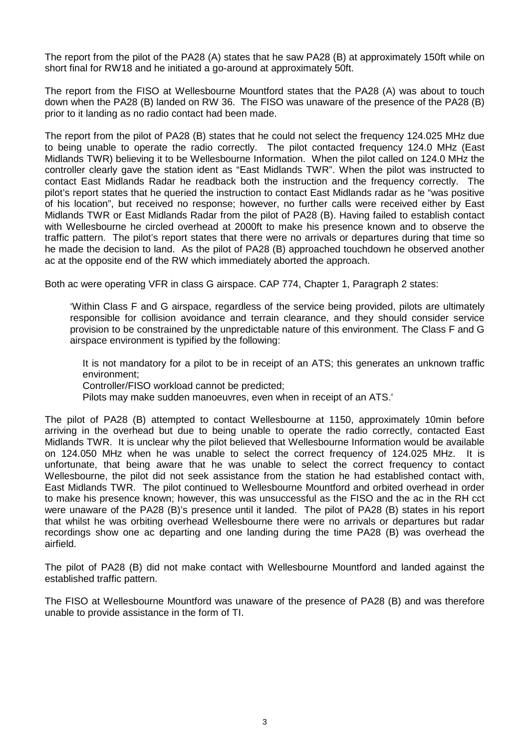The report from the pilot of the PA28 (A) states that he saw PA28 (B) at approximately 150ft while on short final for RW18 and he initiated a go-around at approximately 50ft.

The report from the FISO at Wellesbourne Mountford states that the PA28 (A) was about to touch down when the PA28 (B) landed on RW 36. The FISO was unaware of the presence of the PA28 (B) prior to it landing as no radio contact had been made.

The report from the pilot of PA28 (B) states that he could not select the frequency 124.025 MHz due to being unable to operate the radio correctly. The pilot contacted frequency 124.0 MHz (East Midlands TWR) believing it to be Wellesbourne Information. When the pilot called on 124.0 MHz the controller clearly gave the station ident as "East Midlands TWR". When the pilot was instructed to contact East Midlands Radar he readback both the instruction and the frequency correctly. The pilot's report states that he queried the instruction to contact East Midlands radar as he "was positive of his location", but received no response; however, no further calls were received either by East Midlands TWR or East Midlands Radar from the pilot of PA28 (B). Having failed to establish contact with Wellesbourne he circled overhead at 2000ft to make his presence known and to observe the traffic pattern. The pilot's report states that there were no arrivals or departures during that time so he made the decision to land. As the pilot of PA28 (B) approached touchdown he observed another ac at the opposite end of the RW which immediately aborted the approach.

Both ac were operating VFR in class G airspace. CAP 774, Chapter 1, Paragraph 2 states:

> 'Within Class F and G airspace, regardless of the service being provided, pilots are ultimately responsible for collision avoidance and terrain clearance, and they should consider service provision to be constrained by the unpredictable nature of this environment. The Class F and G airspace environment is typified by the following:
>
> It is not mandatory for a pilot to be in receipt of an ATS; this generates an unknown traffic environment;
>
> Controller/FISO workload cannot be predicted;
>
> Pilots may make sudden manoeuvres, even when in receipt of an ATS.'

The pilot of PA28 (B) attempted to contact Wellesbourne at 1150, approximately 10min before arriving in the overhead but due to being unable to operate the radio correctly, contacted East Midlands TWR. It is unclear why the pilot believed that Wellesbourne Information would be available on 124.050 MHz when he was unable to select the correct frequency of 124.025 MHz. It is unfortunate, that being aware that he was unable to select the correct frequency to contact Wellesbourne, the pilot did not seek assistance from the station he had established contact with, East Midlands TWR. The pilot continued to Wellesbourne Mountford and orbited overhead in order to make his presence known; however, this was unsuccessful as the FISO and the ac in the RH cct were unaware of the PA28 (B)'s presence until it landed. The pilot of PA28 (B) states in his report that whilst he was orbiting overhead Wellesbourne there were no arrivals or departures but radar recordings show one ac departing and one landing during the time PA28 (B) was overhead the airfield.

The pilot of PA28 (B) did not make contact with Wellesbourne Mountford and landed against the established traffic pattern.

The FISO at Wellesbourne Mountford was unaware of the presence of PA28 (B) and was therefore unable to provide assistance in the form of TI.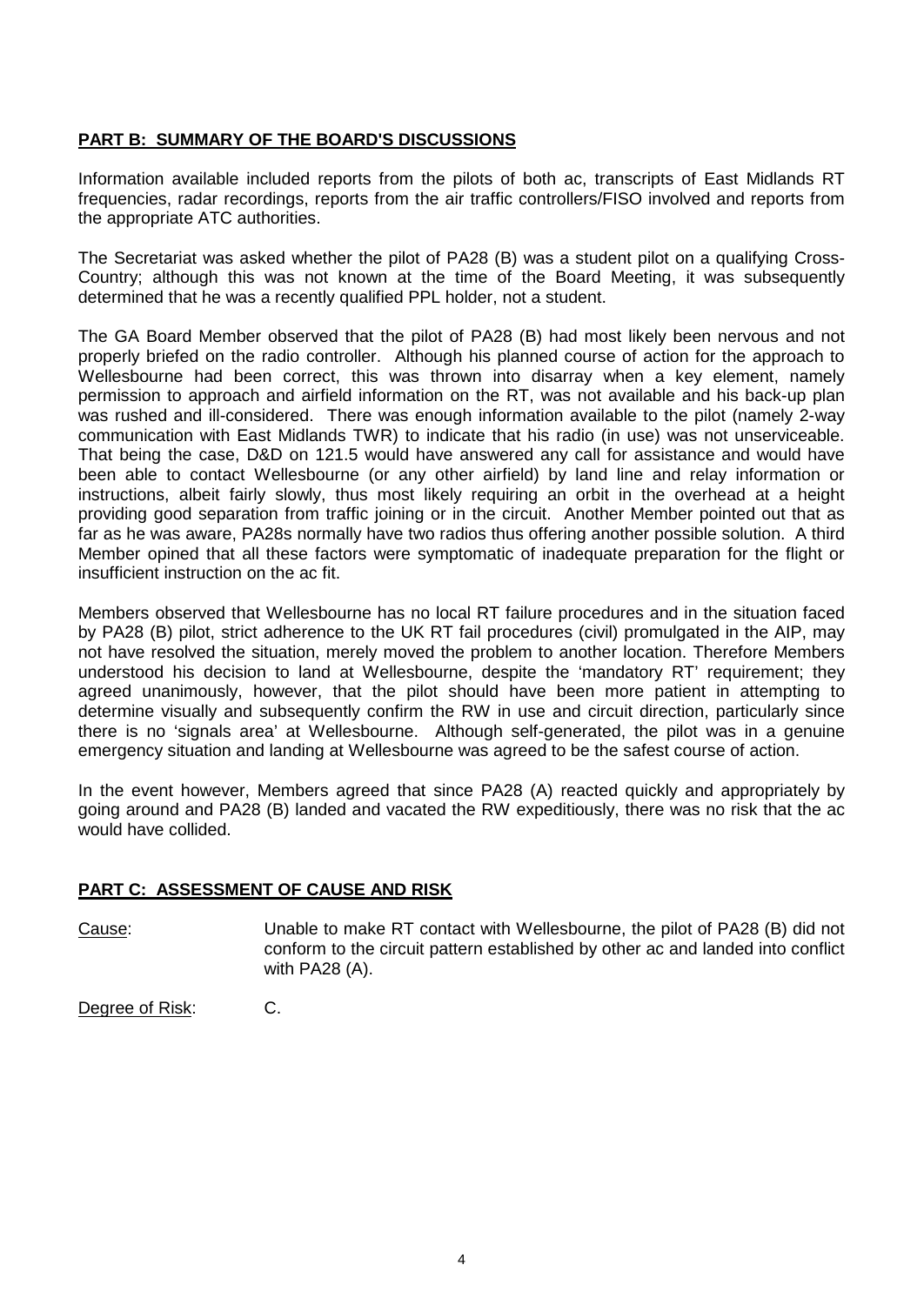## PART B: SUMMARY OF THE BOARD'S DISCUSSIONS

Information available included reports from the pilots of both ac, transcripts of East Midlands RT frequencies, radar recordings, reports from the air traffic controllers/FISO involved and reports from the appropriate ATC authorities.

The Secretariat was asked whether the pilot of PA28 (B) was a student pilot on a qualifying Cross-Country; although this was not known at the time of the Board Meeting, it was subsequently determined that he was a recently qualified PPL holder, not a student.

The GA Board Member observed that the pilot of PA28 (B) had most likely been nervous and not properly briefed on the radio controller. Although his planned course of action for the approach to Wellesbourne had been correct, this was thrown into disarray when a key element, namely permission to approach and airfield information on the RT, was not available and his back-up plan was rushed and ill-considered. There was enough information available to the pilot (namely 2-way communication with East Midlands TWR) to indicate that his radio (in use) was not unserviceable. That being the case, D&D on 121.5 would have answered any call for assistance and would have been able to contact Wellesbourne (or any other airfield) by land line and relay information or instructions, albeit fairly slowly, thus most likely requiring an orbit in the overhead at a height providing good separation from traffic joining or in the circuit. Another Member pointed out that as far as he was aware, PA28s normally have two radios thus offering another possible solution. A third Member opined that all these factors were symptomatic of inadequate preparation for the flight or insufficient instruction on the ac fit.

Members observed that Wellesbourne has no local RT failure procedures and in the situation faced by PA28 (B) pilot, strict adherence to the UK RT fail procedures (civil) promulgated in the AIP, may not have resolved the situation, merely moved the problem to another location. Therefore Members understood his decision to land at Wellesbourne, despite the 'mandatory RT' requirement; they agreed unanimously, however, that the pilot should have been more patient in attempting to determine visually and subsequently confirm the RW in use and circuit direction, particularly since there is no 'signals area' at Wellesbourne. Although self-generated, the pilot was in a genuine emergency situation and landing at Wellesbourne was agreed to be the safest course of action.

In the event however, Members agreed that since PA28 (A) reacted quickly and appropriately by going around and PA28 (B) landed and vacated the RW expeditiously, there was no risk that the ac would have collided.

## PART C: ASSESSMENT OF CAUSE AND RISK

Cause: Unable to make RT contact with Wellesbourne, the pilot of PA28 (B) did not conform to the circuit pattern established by other ac and landed into conflict with PA28 (A).

Degree of Risk: C.